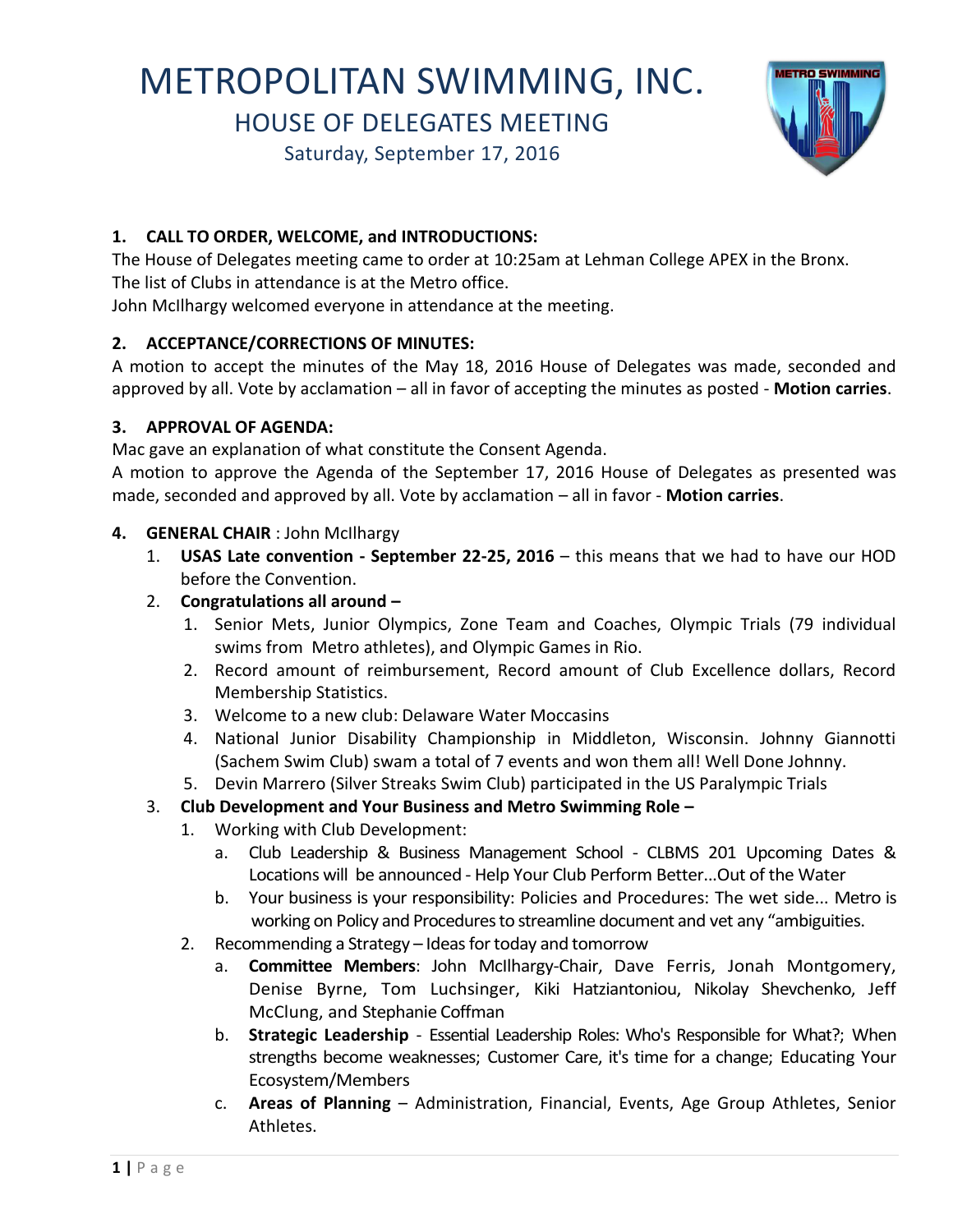# METROPOLITAN SWIMMING, INC.

## HOUSE OF DELEGATES MEETING

Saturday, September 17, 2016

**1. CALL TO ORDER, WELCOME, and INTRODUCTIONS:**

The House of Delegates meeting came to order at 10:25am at Lehman College APEX in the Bronx.
The list of Clubs in attendance is at the Metro office.
John McIlhargy welcomed everyone in attendance at the meeting.

**2. ACCEPTANCE/CORRECTIONS OF MINUTES:**

A motion to accept the minutes of the May 18, 2016 House of Delegates was made, seconded and approved by all. Vote by acclamation – all in favor of accepting the minutes as posted - **Motion carries**.

**3. APPROVAL OF AGENDA:**

Mac gave an explanation of what constitute the Consent Agenda.
A motion to approve the Agenda of the September 17, 2016 House of Delegates as presented was made, seconded and approved by all. Vote by acclamation – all in favor - **Motion carries**.

**4. GENERAL CHAIR** : John McIlhargy

1. **USAS Late convention - September 22-25, 2016** – this means that we had to have our HOD before the Convention.
2. **Congratulations all around –**
   1. Senior Mets, Junior Olympics, Zone Team and Coaches, Olympic Trials (79 individual swims from Metro athletes), and Olympic Games in Rio.
   2. Record amount of reimbursement, Record amount of Club Excellence dollars, Record Membership Statistics.
   3. Welcome to a new club: Delaware Water Moccasins
   4. National Junior Disability Championship in Middleton, Wisconsin. Johnny Giannotti (Sachem Swim Club) swam a total of 7 events and won them all! Well Done Johnny.
   5. Devin Marrero (Silver Streaks Swim Club) participated in the US Paralympic Trials
3. **Club Development and Your Business and Metro Swimming Role –**
   1. Working with Club Development:
      a. Club Leadership & Business Management School - CLBMS 201 Upcoming Dates & Locations will be announced - Help Your Club Perform Better...Out of the Water
      b. Your business is your responsibility: Policies and Procedures: The wet side... Metro is working on Policy and Procedures to streamline document and vet any "ambiguities.
   2. Recommending a Strategy – Ideas for today and tomorrow
      a. **Committee Members**: John McIlhargy-Chair, Dave Ferris, Jonah Montgomery, Denise Byrne, Tom Luchsinger, Kiki Hatziantoniou, Nikolay Shevchenko, Jeff McClung, and Stephanie Coffman
      b. **Strategic Leadership** - Essential Leadership Roles: Who's Responsible for What?; When strengths become weaknesses; Customer Care, it's time for a change; Educating Your Ecosystem/Members
      c. **Areas of Planning** – Administration, Financial, Events, Age Group Athletes, Senior Athletes.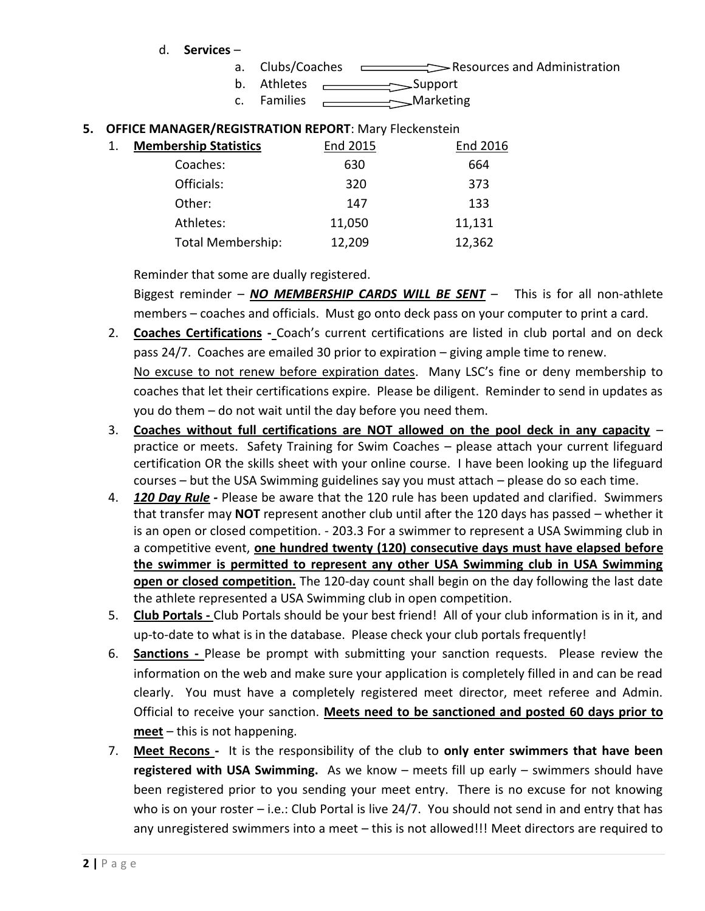d. **Services** –

a. Clubs/Coaches ⟶ Resources and Administration
b. Athletes ⟶ Support
c. Families ⟶ Marketing

**5. OFFICE MANAGER/REGISTRATION REPORT**: Mary Fleckenstein

1. **Membership Statistics**

| | End 2015 | End 2016 |
|---|---|---|
| Coaches: | 630 | 664 |
| Officials: | 320 | 373 |
| Other: | 147 | 133 |
| Athletes: | 11,050 | 11,131 |
| Total Membership: | 12,209 | 12,362 |

Reminder that some are dually registered.

Biggest reminder – ***NO MEMBERSHIP CARDS WILL BE SENT*** – This is for all non-athlete members – coaches and officials. Must go onto deck pass on your computer to print a card.

2. **Coaches Certifications -** Coach's current certifications are listed in club portal and on deck pass 24/7. Coaches are emailed 30 prior to expiration – giving ample time to renew. No excuse to not renew before expiration dates. Many LSC's fine or deny membership to coaches that let their certifications expire. Please be diligent. Reminder to send in updates as you do them – do not wait until the day before you need them.

3. **Coaches without full certifications are NOT allowed on the pool deck in any capacity** – practice or meets. Safety Training for Swim Coaches – please attach your current lifeguard certification OR the skills sheet with your online course. I have been looking up the lifeguard courses – but the USA Swimming guidelines say you must attach – please do so each time.

4. ***120 Day Rule*** **-** Please be aware that the 120 rule has been updated and clarified. Swimmers that transfer may **NOT** represent another club until after the 120 days has passed – whether it is an open or closed competition. - 203.3 For a swimmer to represent a USA Swimming club in a competitive event, **one hundred twenty (120) consecutive days must have elapsed before the swimmer is permitted to represent any other USA Swimming club in USA Swimming open or closed competition.** The 120-day count shall begin on the day following the last date the athlete represented a USA Swimming club in open competition.

5. **Club Portals -** Club Portals should be your best friend! All of your club information is in it, and up-to-date to what is in the database. Please check your club portals frequently!

6. **Sanctions -** Please be prompt with submitting your sanction requests. Please review the information on the web and make sure your application is completely filled in and can be read clearly. You must have a completely registered meet director, meet referee and Admin. Official to receive your sanction. **Meets need to be sanctioned and posted 60 days prior to meet** – this is not happening.

7. **Meet Recons -** It is the responsibility of the club to **only enter swimmers that have been registered with USA Swimming.** As we know – meets fill up early – swimmers should have been registered prior to you sending your meet entry. There is no excuse for not knowing who is on your roster – i.e.: Club Portal is live 24/7. You should not send in and entry that has any unregistered swimmers into a meet – this is not allowed!!! Meet directors are required to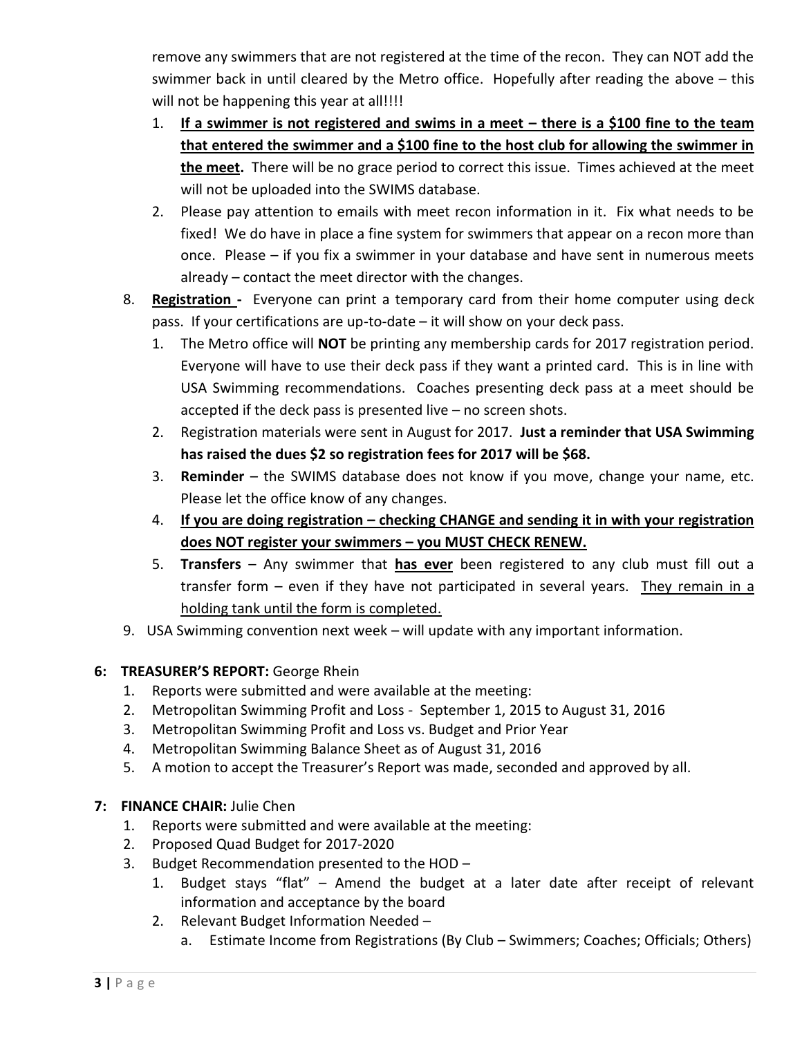remove any swimmers that are not registered at the time of the recon. They can NOT add the swimmer back in until cleared by the Metro office. Hopefully after reading the above – this will not be happening this year at all!!!!

1. <u>**If a swimmer is not registered and swims in a meet – there is a $100 fine to the team that entered the swimmer and a $100 fine to the host club for allowing the swimmer in the meet.**</u> There will be no grace period to correct this issue. Times achieved at the meet will not be uploaded into the SWIMS database.
2. Please pay attention to emails with meet recon information in it. Fix what needs to be fixed! We do have in place a fine system for swimmers that appear on a recon more than once. Please – if you fix a swimmer in your database and have sent in numerous meets already – contact the meet director with the changes.

8. <u>**Registration -**</u> Everyone can print a temporary card from their home computer using deck pass. If your certifications are up-to-date – it will show on your deck pass.
   1. The Metro office will **NOT** be printing any membership cards for 2017 registration period. Everyone will have to use their deck pass if they want a printed card. This is in line with USA Swimming recommendations. Coaches presenting deck pass at a meet should be accepted if the deck pass is presented live – no screen shots.
   2. Registration materials were sent in August for 2017. **Just a reminder that USA Swimming has raised the dues $2 so registration fees for 2017 will be $68.**
   3. **Reminder** – the SWIMS database does not know if you move, change your name, etc. Please let the office know of any changes.
   4. <u>**If you are doing registration – checking CHANGE and sending it in with your registration does NOT register your swimmers – you MUST CHECK RENEW.**</u>
   5. **Transfers** – Any swimmer that <u>**has ever**</u> been registered to any club must fill out a transfer form – even if they have not participated in several years. <u>They remain in a holding tank until the form is completed.</u>
9. USA Swimming convention next week – will update with any important information.

**6: TREASURER'S REPORT:** George Rhein

1. Reports were submitted and were available at the meeting:
2. Metropolitan Swimming Profit and Loss - September 1, 2015 to August 31, 2016
3. Metropolitan Swimming Profit and Loss vs. Budget and Prior Year
4. Metropolitan Swimming Balance Sheet as of August 31, 2016
5. A motion to accept the Treasurer's Report was made, seconded and approved by all.

**7: FINANCE CHAIR:** Julie Chen

1. Reports were submitted and were available at the meeting:
2. Proposed Quad Budget for 2017-2020
3. Budget Recommendation presented to the HOD –
   1. Budget stays "flat" – Amend the budget at a later date after receipt of relevant information and acceptance by the board
   2. Relevant Budget Information Needed –
      a. Estimate Income from Registrations (By Club – Swimmers; Coaches; Officials; Others)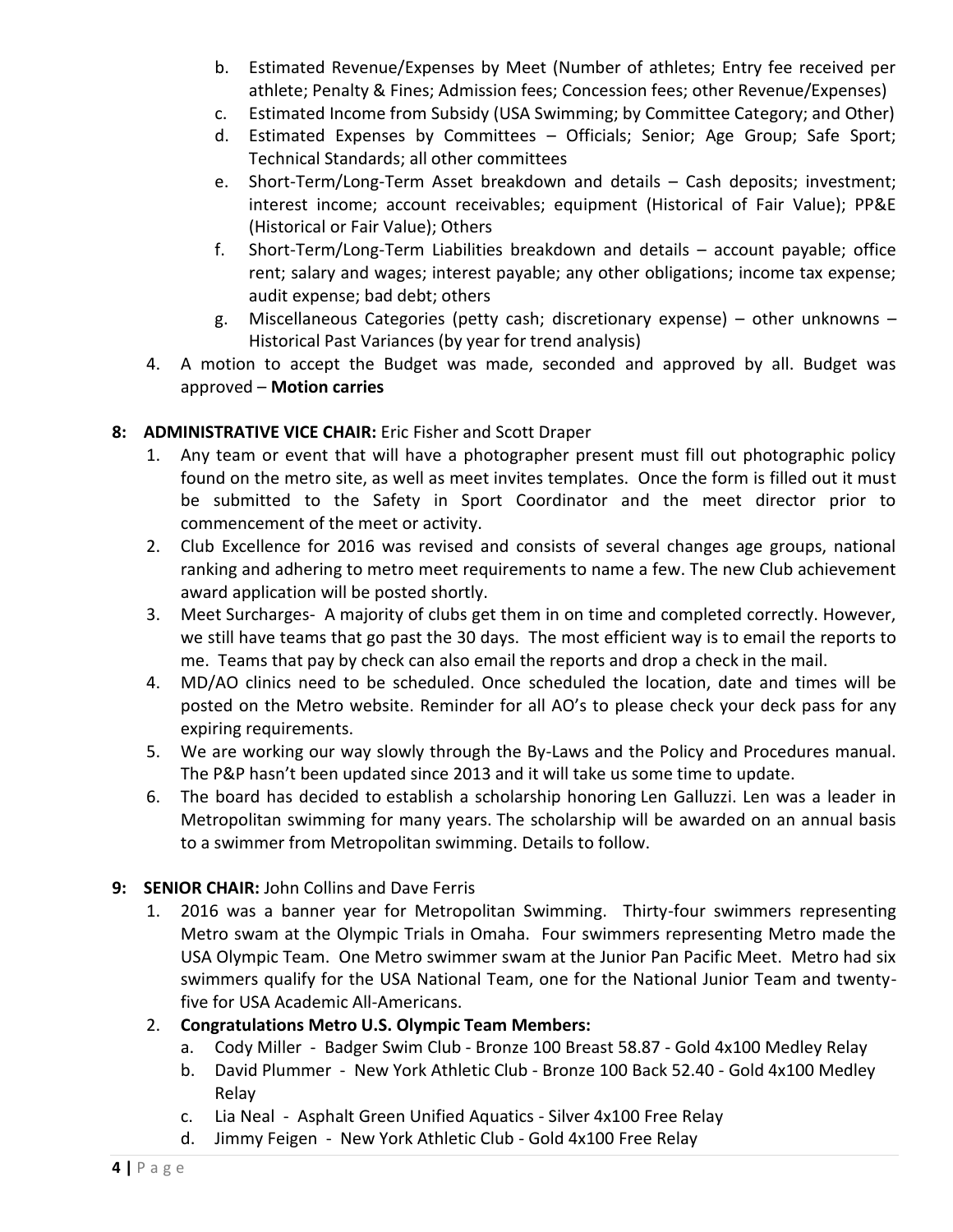b. Estimated Revenue/Expenses by Meet (Number of athletes; Entry fee received per athlete; Penalty & Fines; Admission fees; Concession fees; other Revenue/Expenses)
c. Estimated Income from Subsidy (USA Swimming; by Committee Category; and Other)
d. Estimated Expenses by Committees – Officials; Senior; Age Group; Safe Sport; Technical Standards; all other committees
e. Short-Term/Long-Term Asset breakdown and details – Cash deposits; investment; interest income; account receivables; equipment (Historical of Fair Value); PP&E (Historical or Fair Value); Others
f. Short-Term/Long-Term Liabilities breakdown and details – account payable; office rent; salary and wages; interest payable; any other obligations; income tax expense; audit expense; bad debt; others
g. Miscellaneous Categories (petty cash; discretionary expense) – other unknowns – Historical Past Variances (by year for trend analysis)

4. A motion to accept the Budget was made, seconded and approved by all. Budget was approved – **Motion carries**

**8: ADMINISTRATIVE VICE CHAIR:** Eric Fisher and Scott Draper

1. Any team or event that will have a photographer present must fill out photographic policy found on the metro site, as well as meet invites templates. Once the form is filled out it must be submitted to the Safety in Sport Coordinator and the meet director prior to commencement of the meet or activity.
2. Club Excellence for 2016 was revised and consists of several changes age groups, national ranking and adhering to metro meet requirements to name a few. The new Club achievement award application will be posted shortly.
3. Meet Surcharges- A majority of clubs get them in on time and completed correctly. However, we still have teams that go past the 30 days. The most efficient way is to email the reports to me. Teams that pay by check can also email the reports and drop a check in the mail.
4. MD/AO clinics need to be scheduled. Once scheduled the location, date and times will be posted on the Metro website. Reminder for all AO's to please check your deck pass for any expiring requirements.
5. We are working our way slowly through the By-Laws and the Policy and Procedures manual. The P&P hasn't been updated since 2013 and it will take us some time to update.
6. The board has decided to establish a scholarship honoring Len Galluzzi. Len was a leader in Metropolitan swimming for many years. The scholarship will be awarded on an annual basis to a swimmer from Metropolitan swimming. Details to follow.

**9: SENIOR CHAIR:** John Collins and Dave Ferris

1. 2016 was a banner year for Metropolitan Swimming. Thirty-four swimmers representing Metro swam at the Olympic Trials in Omaha. Four swimmers representing Metro made the USA Olympic Team. One Metro swimmer swam at the Junior Pan Pacific Meet. Metro had six swimmers qualify for the USA National Team, one for the National Junior Team and twenty-five for USA Academic All-Americans.
2. **Congratulations Metro U.S. Olympic Team Members:**
   a. Cody Miller - Badger Swim Club - Bronze 100 Breast 58.87 - Gold 4x100 Medley Relay
   b. David Plummer - New York Athletic Club - Bronze 100 Back 52.40 - Gold 4x100 Medley Relay
   c. Lia Neal - Asphalt Green Unified Aquatics - Silver 4x100 Free Relay
   d. Jimmy Feigen - New York Athletic Club - Gold 4x100 Free Relay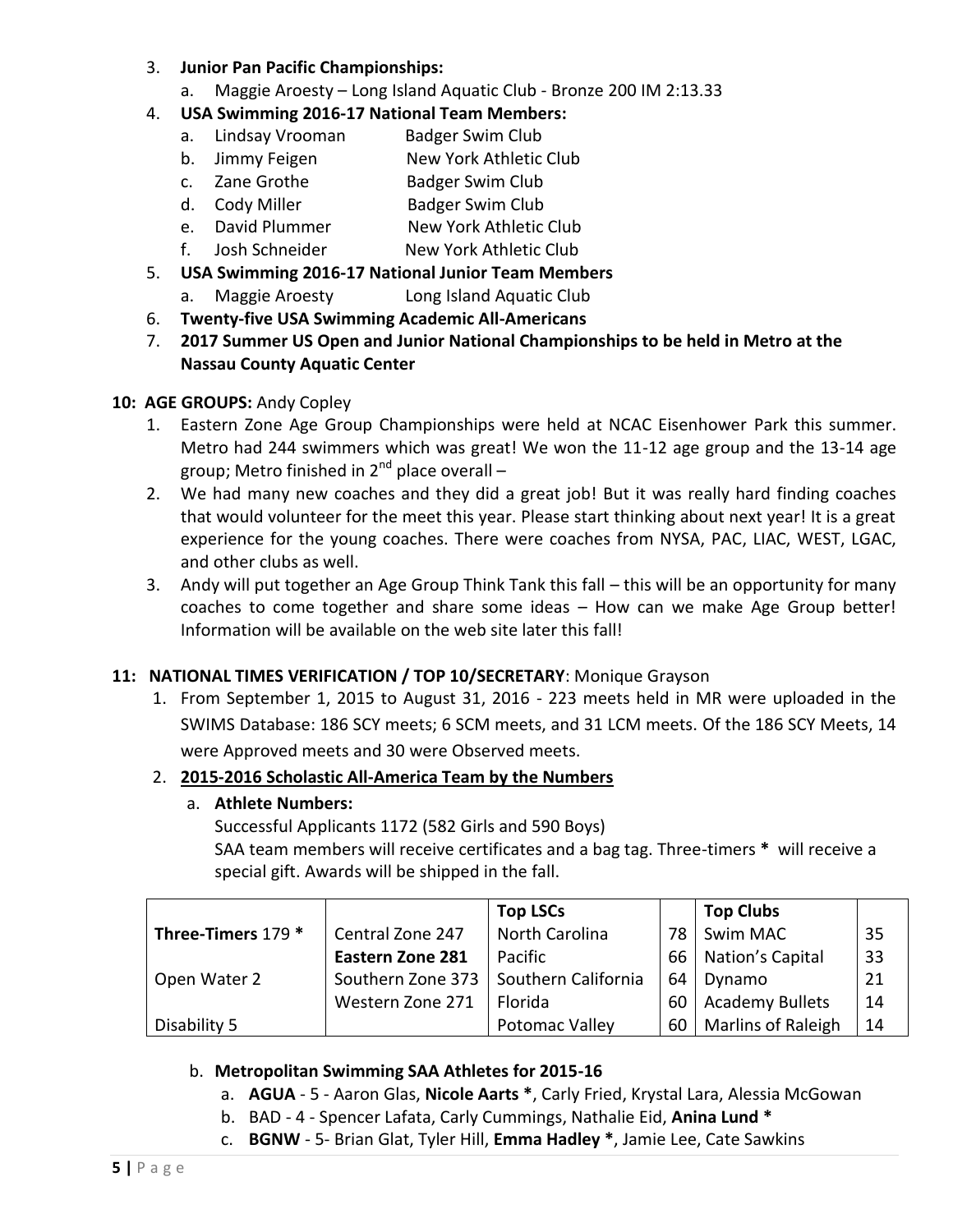3. **Junior Pan Pacific Championships:**
    a. Maggie Aroesty – Long Island Aquatic Club - Bronze 200 IM 2:13.33
4. **USA Swimming 2016-17 National Team Members:**
    a. Lindsay Vrooman Badger Swim Club
    b. Jimmy Feigen New York Athletic Club
    c. Zane Grothe Badger Swim Club
    d. Cody Miller Badger Swim Club
    e. David Plummer New York Athletic Club
    f. Josh Schneider New York Athletic Club
5. **USA Swimming 2016-17 National Junior Team Members**
    a. Maggie Aroesty Long Island Aquatic Club
6. **Twenty-five USA Swimming Academic All-Americans**
7. **2017 Summer US Open and Junior National Championships to be held in Metro at the Nassau County Aquatic Center**

**10: AGE GROUPS:** Andy Copley

1. Eastern Zone Age Group Championships were held at NCAC Eisenhower Park this summer. Metro had 244 swimmers which was great! We won the 11-12 age group and the 13-14 age group; Metro finished in 2nd place overall –
2. We had many new coaches and they did a great job! But it was really hard finding coaches that would volunteer for the meet this year. Please start thinking about next year! It is a great experience for the young coaches. There were coaches from NYSA, PAC, LIAC, WEST, LGAC, and other clubs as well.
3. Andy will put together an Age Group Think Tank this fall – this will be an opportunity for many coaches to come together and share some ideas – How can we make Age Group better! Information will be available on the web site later this fall!

**11: NATIONAL TIMES VERIFICATION / TOP 10/SECRETARY**: Monique Grayson

1. From September 1, 2015 to August 31, 2016 - 223 meets held in MR were uploaded in the SWIMS Database: 186 SCY meets; 6 SCM meets, and 31 LCM meets. Of the 186 SCY Meets, 14 were Approved meets and 30 were Observed meets.
2. **2015-2016 Scholastic All-America Team by the Numbers**
    a. **Athlete Numbers:**
    Successful Applicants 1172 (582 Girls and 590 Boys)
    SAA team members will receive certificates and a bag tag. Three-timers * will receive a special gift. Awards will be shipped in the fall.

| | | **Top LSCs** | | **Top Clubs** | |
|---|---|---|---|---|---|
| **Three-Timers** 179 * | Central Zone 247 | North Carolina | 78 | Swim MAC | 35 |
| | **Eastern Zone 281** | Pacific | 66 | Nation's Capital | 33 |
| Open Water 2 | Southern Zone 373 | Southern California | 64 | Dynamo | 21 |
| | Western Zone 271 | Florida | 60 | Academy Bullets | 14 |
| Disability 5 | | Potomac Valley | 60 | Marlins of Raleigh | 14 |

b. **Metropolitan Swimming SAA Athletes for 2015-16**
    a. **AGUA** - 5 - Aaron Glas, **Nicole Aarts ***, Carly Fried, Krystal Lara, Alessia McGowan
    b. BAD - 4 - Spencer Lafata, Carly Cummings, Nathalie Eid, **Anina Lund ***
    c. **BGNW** - 5- Brian Glat, Tyler Hill, **Emma Hadley ***, Jamie Lee, Cate Sawkins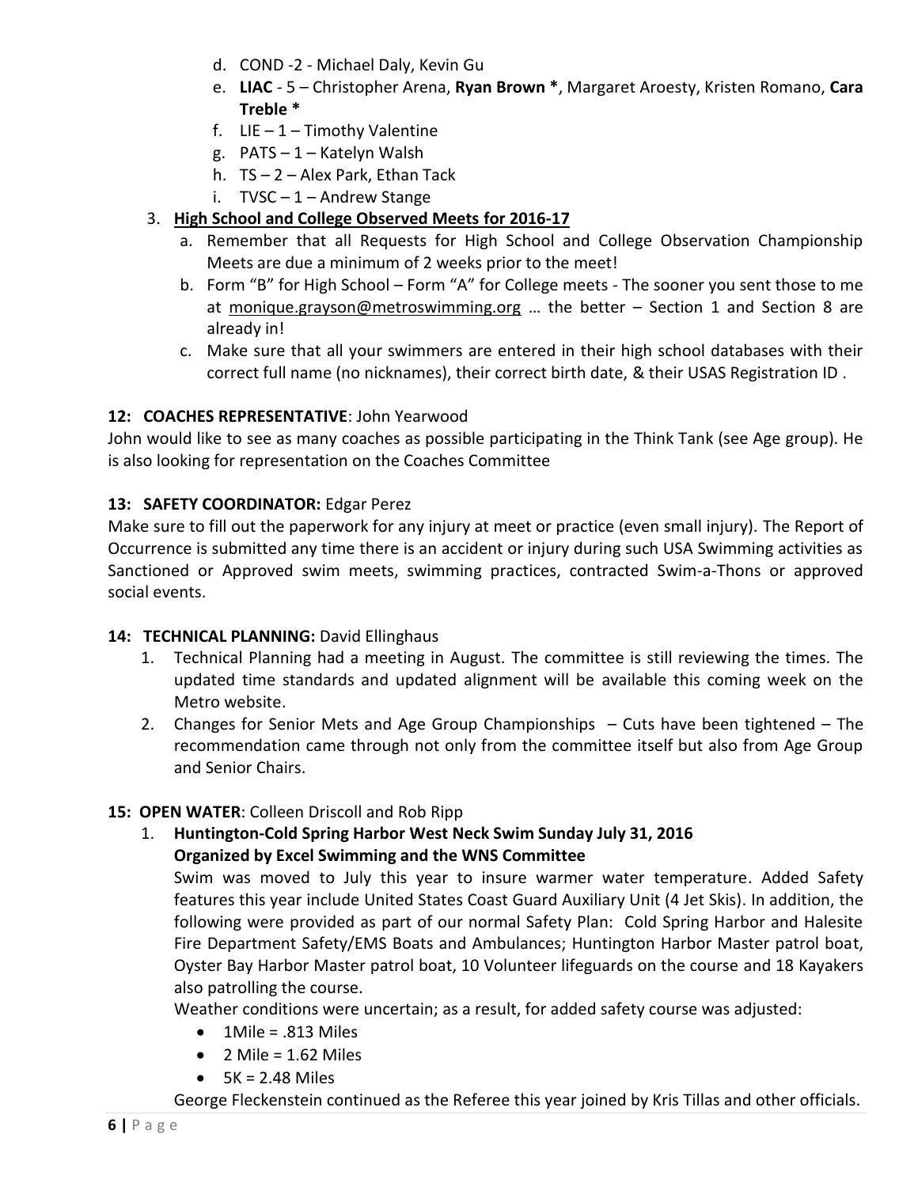d. COND -2 - Michael Daly, Kevin Gu
   e. **LIAC** - 5 – Christopher Arena, **Ryan Brown ***, Margaret Aroesty, Kristen Romano, **Cara Treble ***
   f. LIE – 1 – Timothy Valentine
   g. PATS – 1 – Katelyn Walsh
   h. TS – 2 – Alex Park, Ethan Tack
   i. TVSC – 1 – Andrew Stange
3. **<u>High School and College Observed Meets for 2016-17</u>**
   a. Remember that all Requests for High School and College Observation Championship Meets are due a minimum of 2 weeks prior to the meet!
   b. Form "B" for High School – Form "A" for College meets - The sooner you sent those to me at monique.grayson@metroswimming.org … the better – Section 1 and Section 8 are already in!
   c. Make sure that all your swimmers are entered in their high school databases with their correct full name (no nicknames), their correct birth date, & their USAS Registration ID .

**12: COACHES REPRESENTATIVE**: John Yearwood

John would like to see as many coaches as possible participating in the Think Tank (see Age group). He is also looking for representation on the Coaches Committee

**13: SAFETY COORDINATOR:** Edgar Perez

Make sure to fill out the paperwork for any injury at meet or practice (even small injury). The Report of Occurrence is submitted any time there is an accident or injury during such USA Swimming activities as Sanctioned or Approved swim meets, swimming practices, contracted Swim-a-Thons or approved social events.

**14: TECHNICAL PLANNING:** David Ellinghaus

1. Technical Planning had a meeting in August. The committee is still reviewing the times. The updated time standards and updated alignment will be available this coming week on the Metro website.
2. Changes for Senior Mets and Age Group Championships – Cuts have been tightened – The recommendation came through not only from the committee itself but also from Age Group and Senior Chairs.

**15: OPEN WATER**: Colleen Driscoll and Rob Ripp

1. **Huntington-Cold Spring Harbor West Neck Swim Sunday July 31, 2016**
   **Organized by Excel Swimming and the WNS Committee**

   Swim was moved to July this year to insure warmer water temperature. Added Safety features this year include United States Coast Guard Auxiliary Unit (4 Jet Skis). In addition, the following were provided as part of our normal Safety Plan: Cold Spring Harbor and Halesite Fire Department Safety/EMS Boats and Ambulances; Huntington Harbor Master patrol boat, Oyster Bay Harbor Master patrol boat, 10 Volunteer lifeguards on the course and 18 Kayakers also patrolling the course.

   Weather conditions were uncertain; as a result, for added safety course was adjusted:

   - 1Mile = .813 Miles
   - 2 Mile = 1.62 Miles
   - 5K = 2.48 Miles

   George Fleckenstein continued as the Referee this year joined by Kris Tillas and other officials.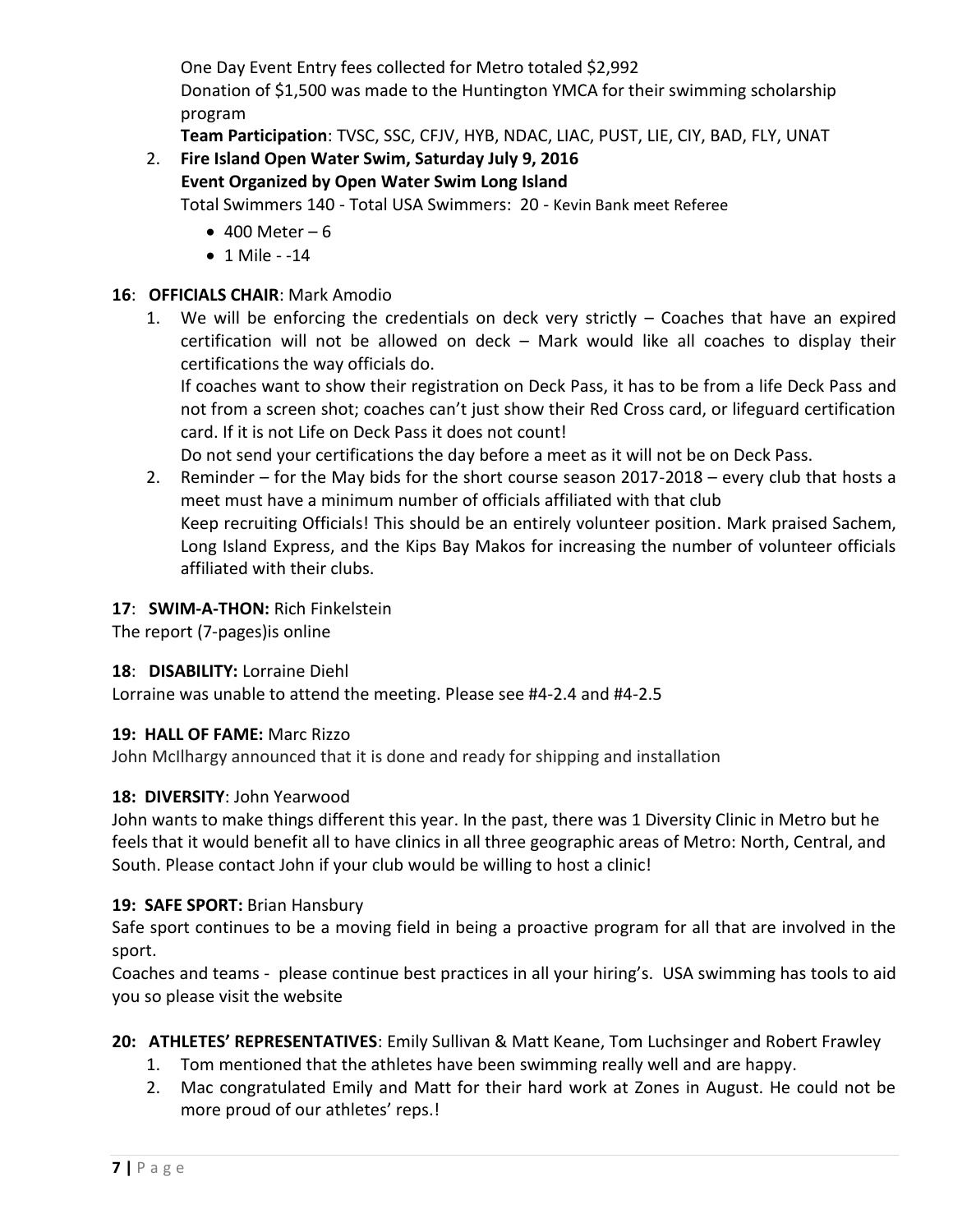One Day Event Entry fees collected for Metro totaled $2,992
Donation of $1,500 was made to the Huntington YMCA for their swimming scholarship program
**Team Participation**: TVSC, SSC, CFJV, HYB, NDAC, LIAC, PUST, LIE, CIY, BAD, FLY, UNAT

2. **Fire Island Open Water Swim, Saturday July 9, 2016**
   **Event Organized by Open Water Swim Long Island**
   Total Swimmers 140 - Total USA Swimmers: 20 - Kevin Bank meet Referee
   - 400 Meter – 6
   - 1 Mile - -14

**16**: **OFFICIALS CHAIR**: Mark Amodio

1. We will be enforcing the credentials on deck very strictly – Coaches that have an expired certification will not be allowed on deck – Mark would like all coaches to display their certifications the way officials do.
   If coaches want to show their registration on Deck Pass, it has to be from a life Deck Pass and not from a screen shot; coaches can't just show their Red Cross card, or lifeguard certification card. If it is not Life on Deck Pass it does not count!
   Do not send your certifications the day before a meet as it will not be on Deck Pass.
2. Reminder – for the May bids for the short course season 2017-2018 – every club that hosts a meet must have a minimum number of officials affiliated with that club
   Keep recruiting Officials! This should be an entirely volunteer position. Mark praised Sachem, Long Island Express, and the Kips Bay Makos for increasing the number of volunteer officials affiliated with their clubs.

**17**: **SWIM-A-THON:** Rich Finkelstein
The report (7-pages)is online

**18**: **DISABILITY:** Lorraine Diehl
Lorraine was unable to attend the meeting. Please see #4-2.4 and #4-2.5

**19: HALL OF FAME:** Marc Rizzo
John McIlhargy announced that it is done and ready for shipping and installation

**18: DIVERSITY**: John Yearwood
John wants to make things different this year. In the past, there was 1 Diversity Clinic in Metro but he feels that it would benefit all to have clinics in all three geographic areas of Metro: North, Central, and South. Please contact John if your club would be willing to host a clinic!

**19: SAFE SPORT:** Brian Hansbury
Safe sport continues to be a moving field in being a proactive program for all that are involved in the sport.
Coaches and teams - please continue best practices in all your hiring's. USA swimming has tools to aid you so please visit the website

**20: ATHLETES' REPRESENTATIVES**: Emily Sullivan & Matt Keane, Tom Luchsinger and Robert Frawley

1. Tom mentioned that the athletes have been swimming really well and are happy.
2. Mac congratulated Emily and Matt for their hard work at Zones in August. He could not be more proud of our athletes' reps.!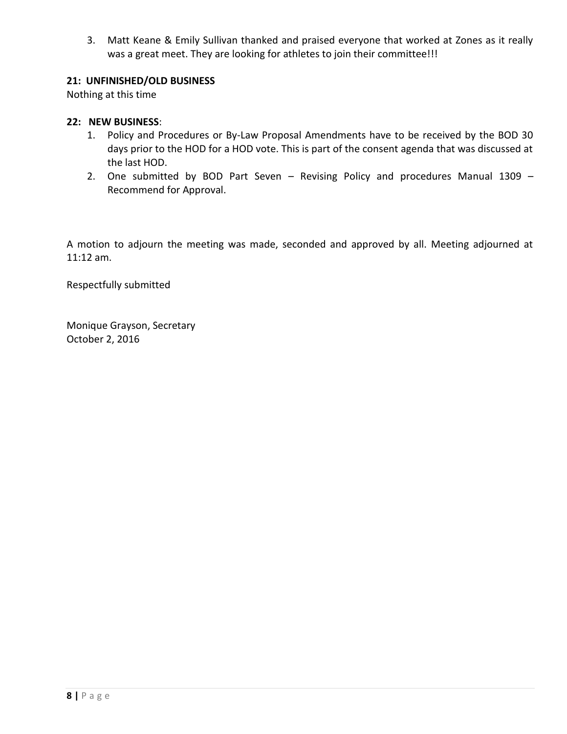3. Matt Keane & Emily Sullivan thanked and praised everyone that worked at Zones as it really was a great meet. They are looking for athletes to join their committee!!!

**21: UNFINISHED/OLD BUSINESS**

Nothing at this time

**22: NEW BUSINESS**:

1. Policy and Procedures or By-Law Proposal Amendments have to be received by the BOD 30 days prior to the HOD for a HOD vote. This is part of the consent agenda that was discussed at the last HOD.
2. One submitted by BOD Part Seven – Revising Policy and procedures Manual 1309 – Recommend for Approval.

A motion to adjourn the meeting was made, seconded and approved by all. Meeting adjourned at 11:12 am.

Respectfully submitted

Monique Grayson, Secretary
October 2, 2016